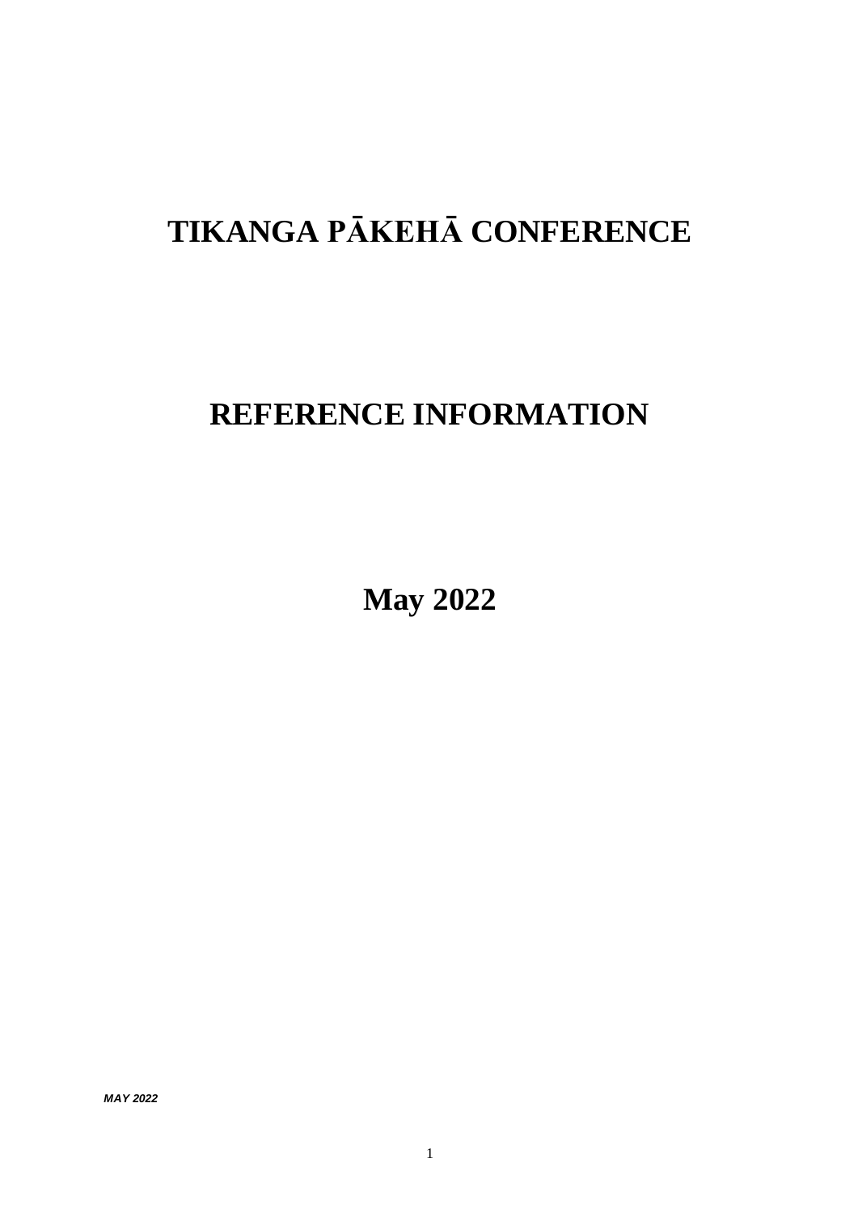# TIKANGA PĀKEHĀ CONFERENCE

# REFERENCE INFORMATION

# May 2022

*MAY 2022*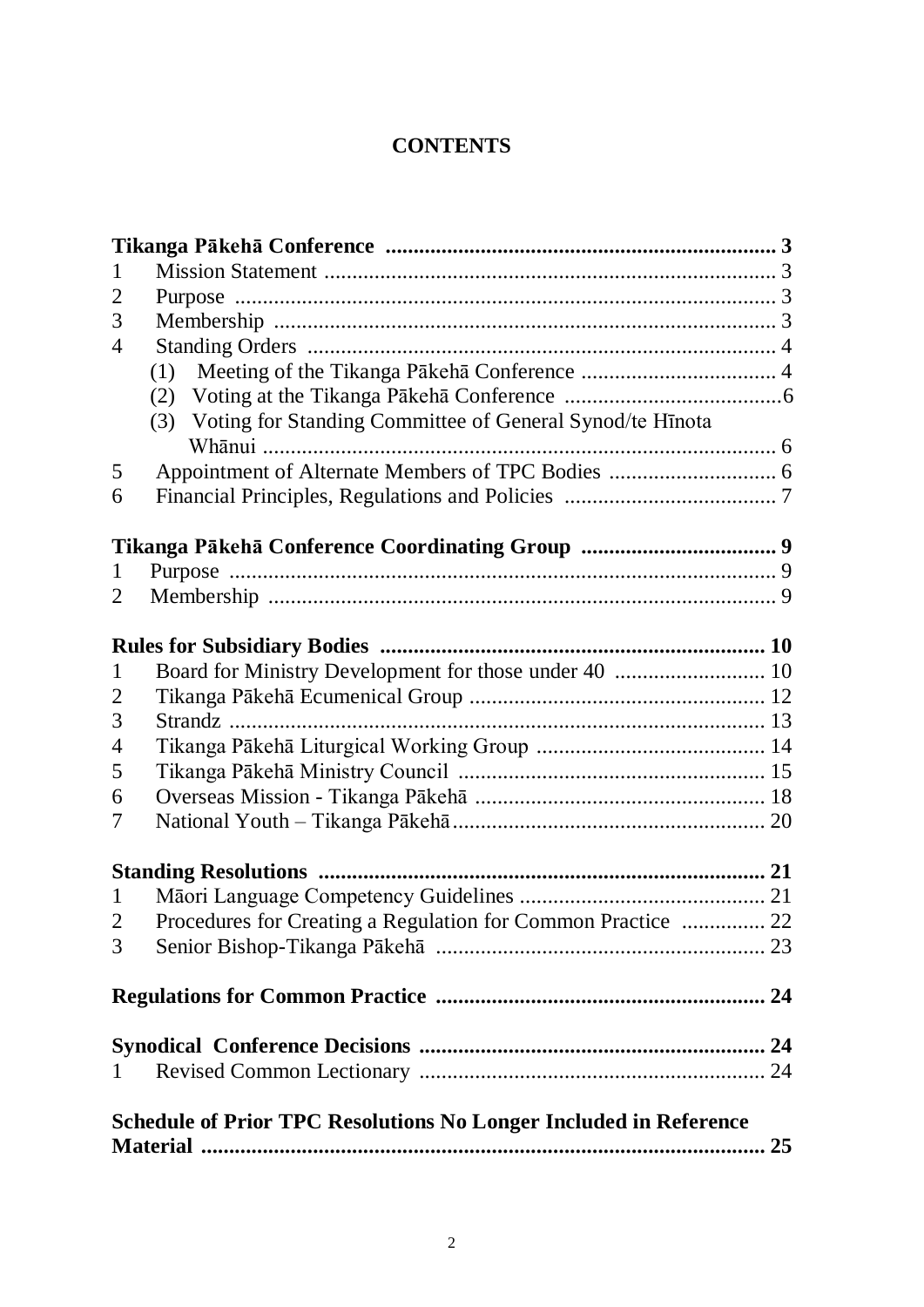# CONTENTS

**Tikanga Pākehā Conference ...................................................................... 3**

1 Mission Statement ................................................................................ 3

2 Purpose ................................................................................................ 3

3 Membership ......................................................................................... 3

4 Standing Orders ................................................................................... 4

  (1) Meeting of the Tikanga Pākehā Conference .................................... 4

  (2) Voting at the Tikanga Pākehā Conference ........................................6

  (3) Voting for Standing Committee of General Synod/te Hīnota Whānui ........................................................................................ 6

5 Appointment of Alternate Members of TPC Bodies .............................. 6

6 Financial Principles, Regulations and Policies ...................................... 7

**Tikanga Pākehā Conference Coordinating Group ................................... 9**

1 Purpose ................................................................................................ 9

2 Membership ......................................................................................... 9

**Rules for Subsidiary Bodies .................................................................... 10**

1 Board for Ministry Development for those under 40 ........................... 10

2 Tikanga Pākehā Ecumenical Group ..................................................... 12

3 Strandz ................................................................................................ 13

4 Tikanga Pākehā Liturgical Working Group ......................................... 14

5 Tikanga Pākehā Ministry Council ....................................................... 15

6 Overseas Mission - Tikanga Pākehā .................................................... 18

7 National Youth – Tikanga Pākehā........................................................ 20

**Standing Resolutions ................................................................................ 21**

1 Māori Language Competency Guidelines ............................................ 21

2 Procedures for Creating a Regulation for Common Practice ............... 22

3 Senior Bishop-Tikanga Pākehā ........................................................... 23

**Regulations for Common Practice ........................................................... 24**

**Synodical Conference Decisions .............................................................. 24**

1 Revised Common Lectionary .............................................................. 24

**Schedule of Prior TPC Resolutions No Longer Included in Reference Material ...................................................................................................... 25**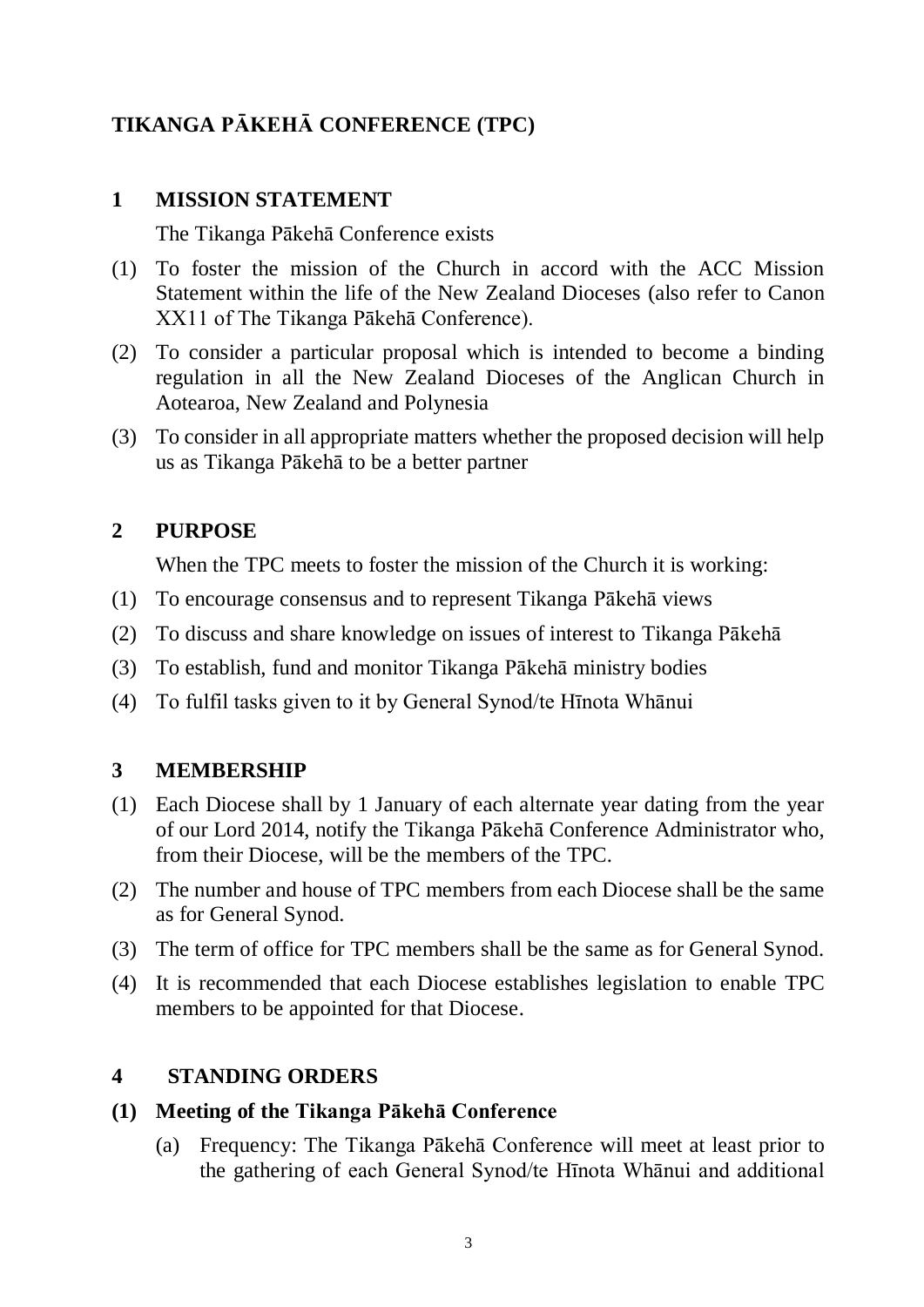# TIKANGA PĀKEHĀ CONFERENCE (TPC)

## 1 MISSION STATEMENT

The Tikanga Pākehā Conference exists

(1) To foster the mission of the Church in accord with the ACC Mission Statement within the life of the New Zealand Dioceses (also refer to Canon XX11 of The Tikanga Pākehā Conference).

(2) To consider a particular proposal which is intended to become a binding regulation in all the New Zealand Dioceses of the Anglican Church in Aotearoa, New Zealand and Polynesia

(3) To consider in all appropriate matters whether the proposed decision will help us as Tikanga Pākehā to be a better partner

## 2 PURPOSE

When the TPC meets to foster the mission of the Church it is working:

(1) To encourage consensus and to represent Tikanga Pākehā views

(2) To discuss and share knowledge on issues of interest to Tikanga Pākehā

(3) To establish, fund and monitor Tikanga Pākehā ministry bodies

(4) To fulfil tasks given to it by General Synod/te Hīnota Whānui

## 3 MEMBERSHIP

(1) Each Diocese shall by 1 January of each alternate year dating from the year of our Lord 2014, notify the Tikanga Pākehā Conference Administrator who, from their Diocese, will be the members of the TPC.

(2) The number and house of TPC members from each Diocese shall be the same as for General Synod.

(3) The term of office for TPC members shall be the same as for General Synod.

(4) It is recommended that each Diocese establishes legislation to enable TPC members to be appointed for that Diocese.

## 4 STANDING ORDERS

### (1) Meeting of the Tikanga Pākehā Conference

(a) Frequency: The Tikanga Pākehā Conference will meet at least prior to the gathering of each General Synod/te Hīnota Whānui and additional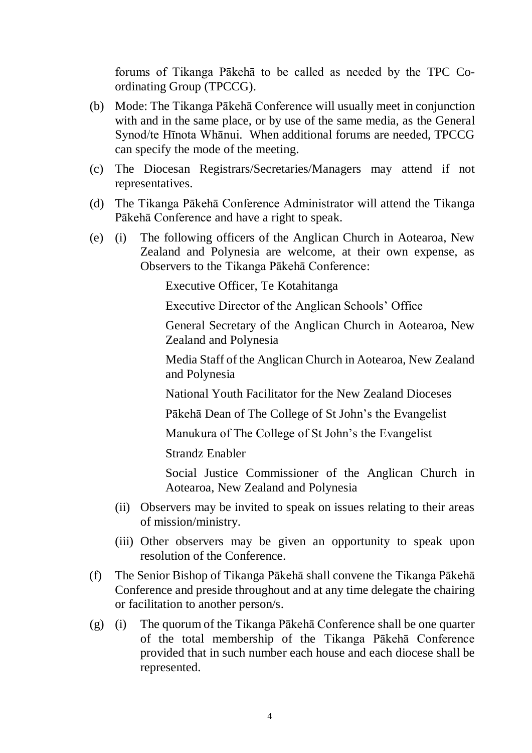forums of Tikanga Pākehā to be called as needed by the TPC Co-ordinating Group (TPCCG).

(b) Mode: The Tikanga Pākehā Conference will usually meet in conjunction with and in the same place, or by use of the same media, as the General Synod/te Hīnota Whānui. When additional forums are needed, TPCCG can specify the mode of the meeting.

(c) The Diocesan Registrars/Secretaries/Managers may attend if not representatives.

(d) The Tikanga Pākehā Conference Administrator will attend the Tikanga Pākehā Conference and have a right to speak.

(e) (i) The following officers of the Anglican Church in Aotearoa, New Zealand and Polynesia are welcome, at their own expense, as Observers to the Tikanga Pākehā Conference:

Executive Officer, Te Kotahitanga

Executive Director of the Anglican Schools' Office

General Secretary of the Anglican Church in Aotearoa, New Zealand and Polynesia

Media Staff of the Anglican Church in Aotearoa, New Zealand and Polynesia

National Youth Facilitator for the New Zealand Dioceses

Pākehā Dean of The College of St John's the Evangelist

Manukura of The College of St John's the Evangelist

Strandz Enabler

Social Justice Commissioner of the Anglican Church in Aotearoa, New Zealand and Polynesia

(ii) Observers may be invited to speak on issues relating to their areas of mission/ministry.

(iii) Other observers may be given an opportunity to speak upon resolution of the Conference.

(f) The Senior Bishop of Tikanga Pākehā shall convene the Tikanga Pākehā Conference and preside throughout and at any time delegate the chairing or facilitation to another person/s.

(g) (i) The quorum of the Tikanga Pākehā Conference shall be one quarter of the total membership of the Tikanga Pākehā Conference provided that in such number each house and each diocese shall be represented.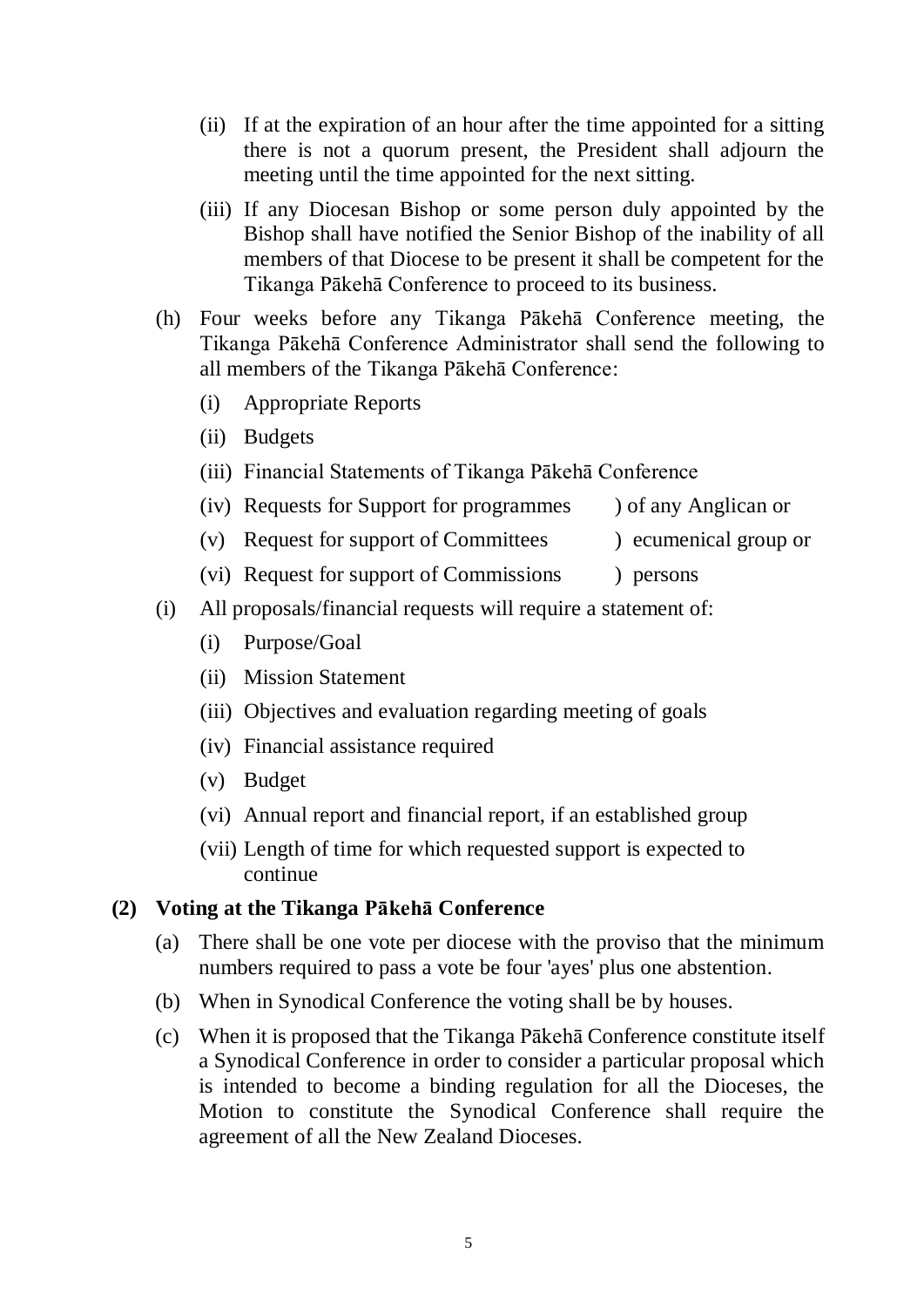(ii) If at the expiration of an hour after the time appointed for a sitting there is not a quorum present, the President shall adjourn the meeting until the time appointed for the next sitting.

(iii) If any Diocesan Bishop or some person duly appointed by the Bishop shall have notified the Senior Bishop of the inability of all members of that Diocese to be present it shall be competent for the Tikanga Pākehā Conference to proceed to its business.

(h) Four weeks before any Tikanga Pākehā Conference meeting, the Tikanga Pākehā Conference Administrator shall send the following to all members of the Tikanga Pākehā Conference:

(i) Appropriate Reports

(ii) Budgets

(iii) Financial Statements of Tikanga Pākehā Conference

(iv) Requests for Support for programmes ) of any Anglican or

(v) Request for support of Committees ) ecumenical group or

(vi) Request for support of Commissions ) persons

(i) All proposals/financial requests will require a statement of:

(i) Purpose/Goal

(ii) Mission Statement

(iii) Objectives and evaluation regarding meeting of goals

(iv) Financial assistance required

(v) Budget

(vi) Annual report and financial report, if an established group

(vii) Length of time for which requested support is expected to continue

**(2) Voting at the Tikanga Pākehā Conference**

(a) There shall be one vote per diocese with the proviso that the minimum numbers required to pass a vote be four 'ayes' plus one abstention.

(b) When in Synodical Conference the voting shall be by houses.

(c) When it is proposed that the Tikanga Pākehā Conference constitute itself a Synodical Conference in order to consider a particular proposal which is intended to become a binding regulation for all the Dioceses, the Motion to constitute the Synodical Conference shall require the agreement of all the New Zealand Dioceses.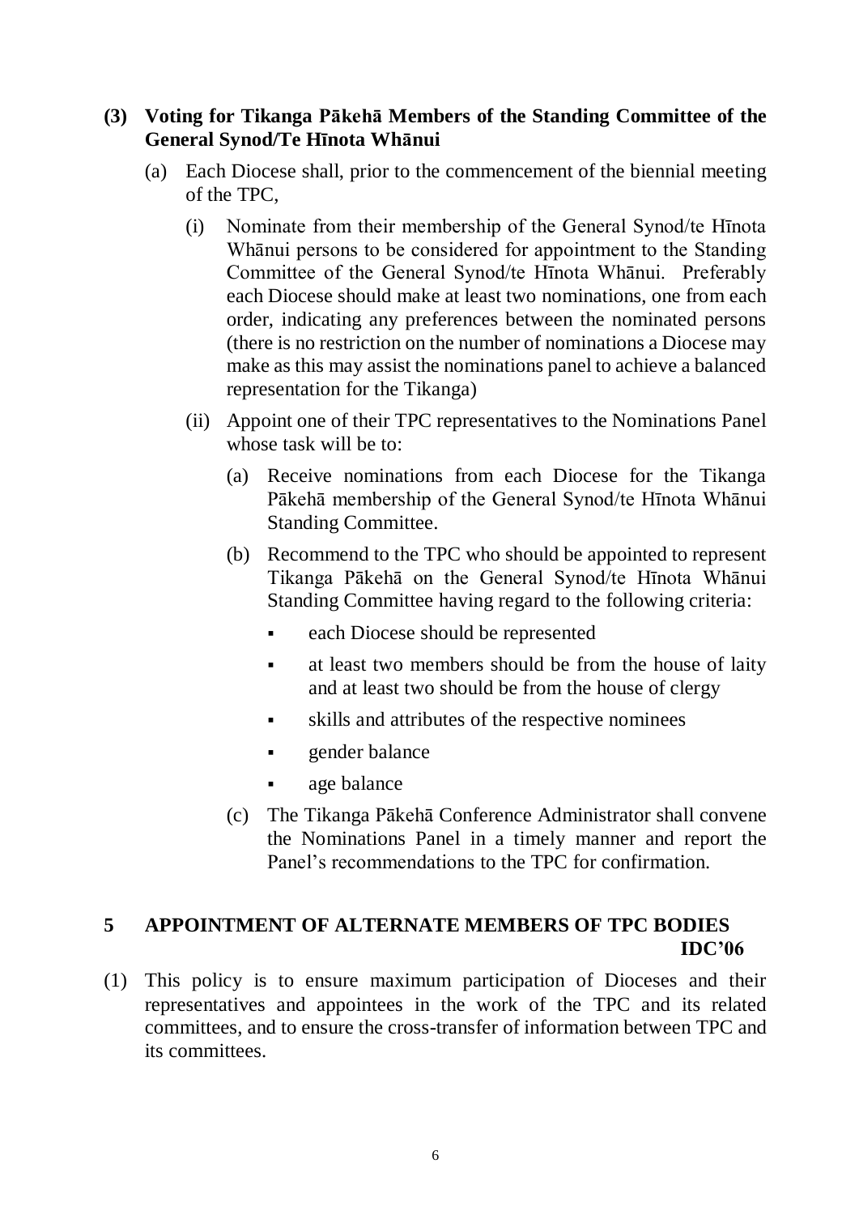**(3) Voting for Tikanga Pākehā Members of the Standing Committee of the General Synod/Te Hīnota Whānui**

(a) Each Diocese shall, prior to the commencement of the biennial meeting of the TPC,

(i) Nominate from their membership of the General Synod/te Hīnota Whānui persons to be considered for appointment to the Standing Committee of the General Synod/te Hīnota Whānui. Preferably each Diocese should make at least two nominations, one from each order, indicating any preferences between the nominated persons (there is no restriction on the number of nominations a Diocese may make as this may assist the nominations panel to achieve a balanced representation for the Tikanga)

(ii) Appoint one of their TPC representatives to the Nominations Panel whose task will be to:

(a) Receive nominations from each Diocese for the Tikanga Pākehā membership of the General Synod/te Hīnota Whānui Standing Committee.

(b) Recommend to the TPC who should be appointed to represent Tikanga Pākehā on the General Synod/te Hīnota Whānui Standing Committee having regard to the following criteria:

- each Diocese should be represented
- at least two members should be from the house of laity and at least two should be from the house of clergy
- skills and attributes of the respective nominees
- gender balance
- age balance

(c) The Tikanga Pākehā Conference Administrator shall convene the Nominations Panel in a timely manner and report the Panel's recommendations to the TPC for confirmation.

## 5 APPOINTMENT OF ALTERNATE MEMBERS OF TPC BODIES

**IDC'06**

(1) This policy is to ensure maximum participation of Dioceses and their representatives and appointees in the work of the TPC and its related committees, and to ensure the cross-transfer of information between TPC and its committees.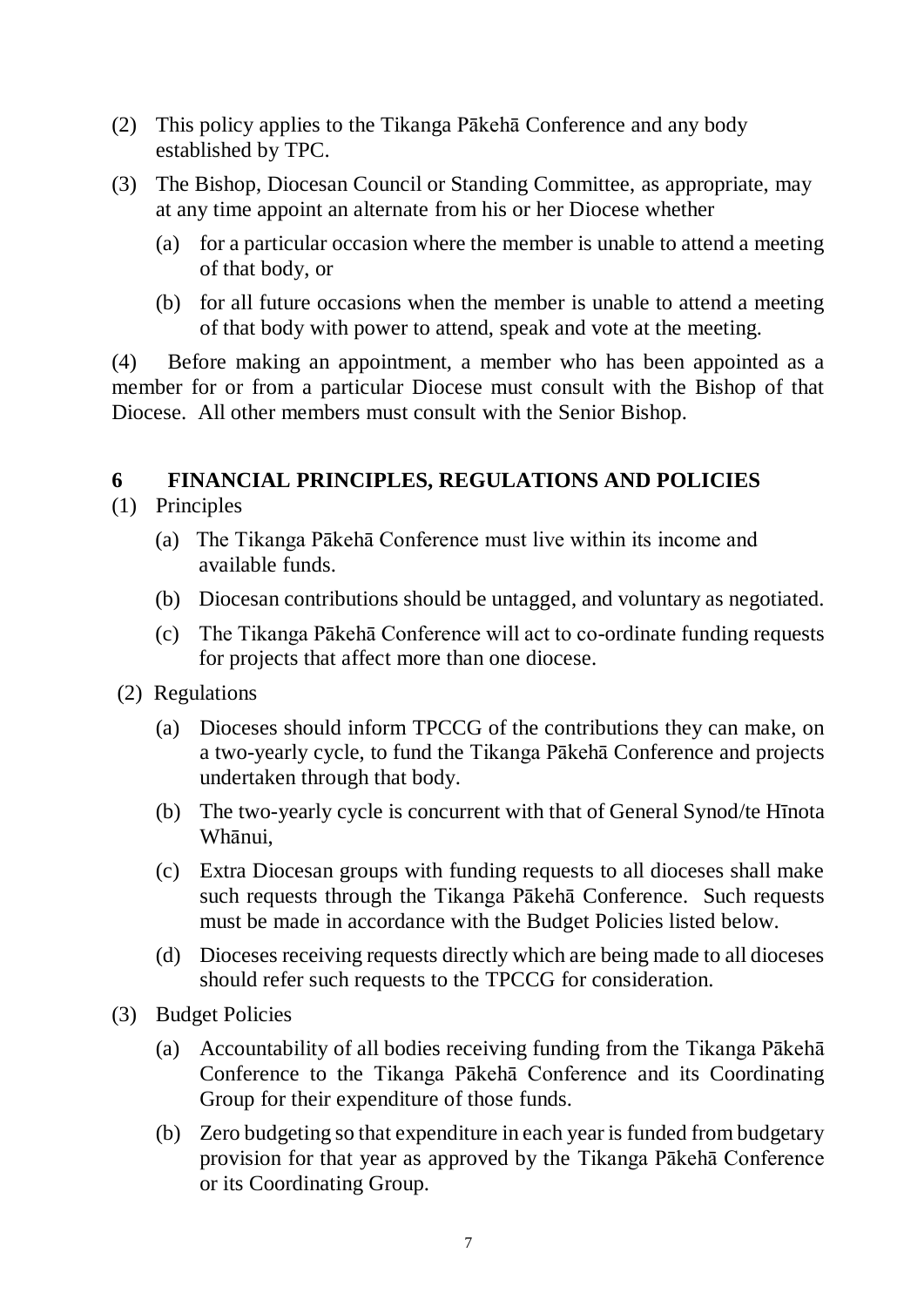(2) This policy applies to the Tikanga Pākehā Conference and any body established by TPC.

(3) The Bishop, Diocesan Council or Standing Committee, as appropriate, may at any time appoint an alternate from his or her Diocese whether

   (a) for a particular occasion where the member is unable to attend a meeting of that body, or

   (b) for all future occasions when the member is unable to attend a meeting of that body with power to attend, speak and vote at the meeting.

(4) Before making an appointment, a member who has been appointed as a member for or from a particular Diocese must consult with the Bishop of that Diocese. All other members must consult with the Senior Bishop.

## 6 FINANCIAL PRINCIPLES, REGULATIONS AND POLICIES

(1) Principles

   (a) The Tikanga Pākehā Conference must live within its income and available funds.

   (b) Diocesan contributions should be untagged, and voluntary as negotiated.

   (c) The Tikanga Pākehā Conference will act to co-ordinate funding requests for projects that affect more than one diocese.

(2) Regulations

   (a) Dioceses should inform TPCCG of the contributions they can make, on a two-yearly cycle, to fund the Tikanga Pākehā Conference and projects undertaken through that body.

   (b) The two-yearly cycle is concurrent with that of General Synod/te Hīnota Whānui,

   (c) Extra Diocesan groups with funding requests to all dioceses shall make such requests through the Tikanga Pākehā Conference. Such requests must be made in accordance with the Budget Policies listed below.

   (d) Dioceses receiving requests directly which are being made to all dioceses should refer such requests to the TPCCG for consideration.

(3) Budget Policies

   (a) Accountability of all bodies receiving funding from the Tikanga Pākehā Conference to the Tikanga Pākehā Conference and its Coordinating Group for their expenditure of those funds.

   (b) Zero budgeting so that expenditure in each year is funded from budgetary provision for that year as approved by the Tikanga Pākehā Conference or its Coordinating Group.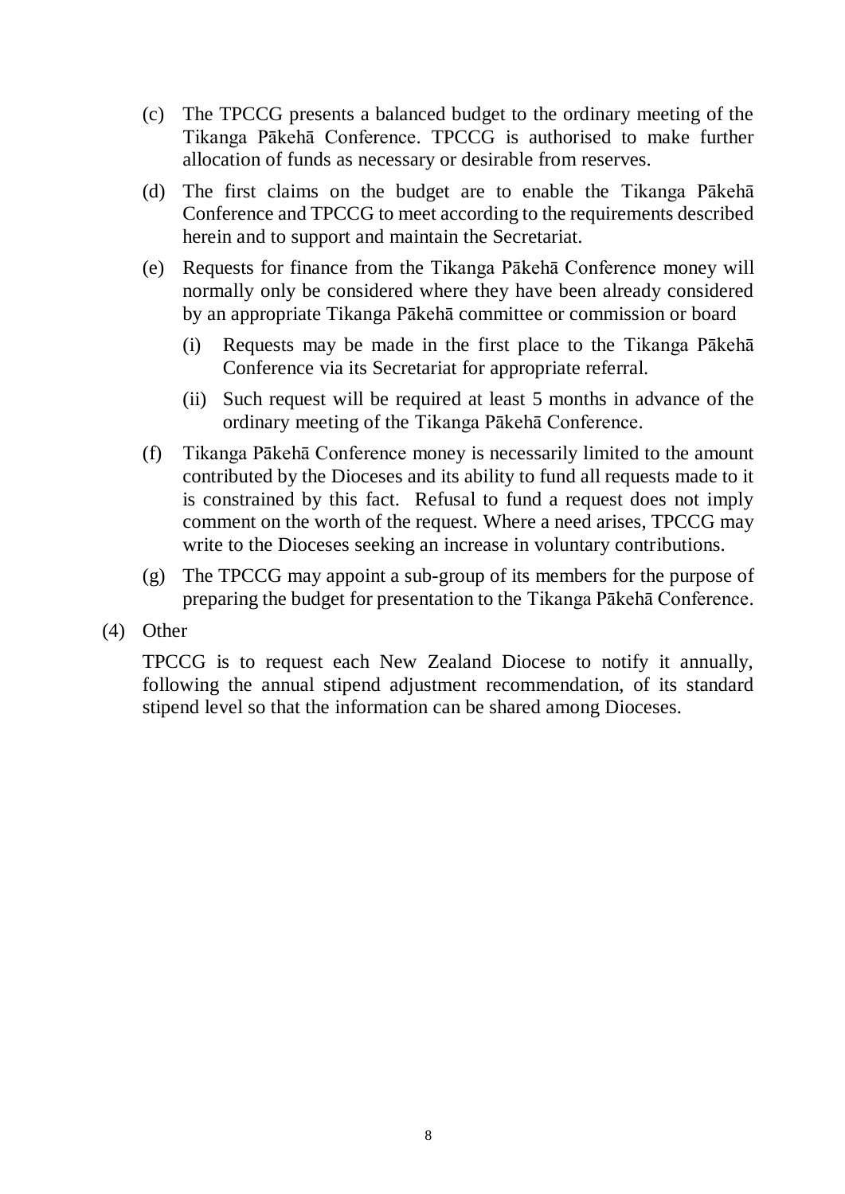(c) The TPCCG presents a balanced budget to the ordinary meeting of the Tikanga Pākehā Conference. TPCCG is authorised to make further allocation of funds as necessary or desirable from reserves.

(d) The first claims on the budget are to enable the Tikanga Pākehā Conference and TPCCG to meet according to the requirements described herein and to support and maintain the Secretariat.

(e) Requests for finance from the Tikanga Pākehā Conference money will normally only be considered where they have been already considered by an appropriate Tikanga Pākehā committee or commission or board

   (i) Requests may be made in the first place to the Tikanga Pākehā Conference via its Secretariat for appropriate referral.

   (ii) Such request will be required at least 5 months in advance of the ordinary meeting of the Tikanga Pākehā Conference.

(f) Tikanga Pākehā Conference money is necessarily limited to the amount contributed by the Dioceses and its ability to fund all requests made to it is constrained by this fact. Refusal to fund a request does not imply comment on the worth of the request. Where a need arises, TPCCG may write to the Dioceses seeking an increase in voluntary contributions.

(g) The TPCCG may appoint a sub-group of its members for the purpose of preparing the budget for presentation to the Tikanga Pākehā Conference.

(4) Other

TPCCG is to request each New Zealand Diocese to notify it annually, following the annual stipend adjustment recommendation, of its standard stipend level so that the information can be shared among Dioceses.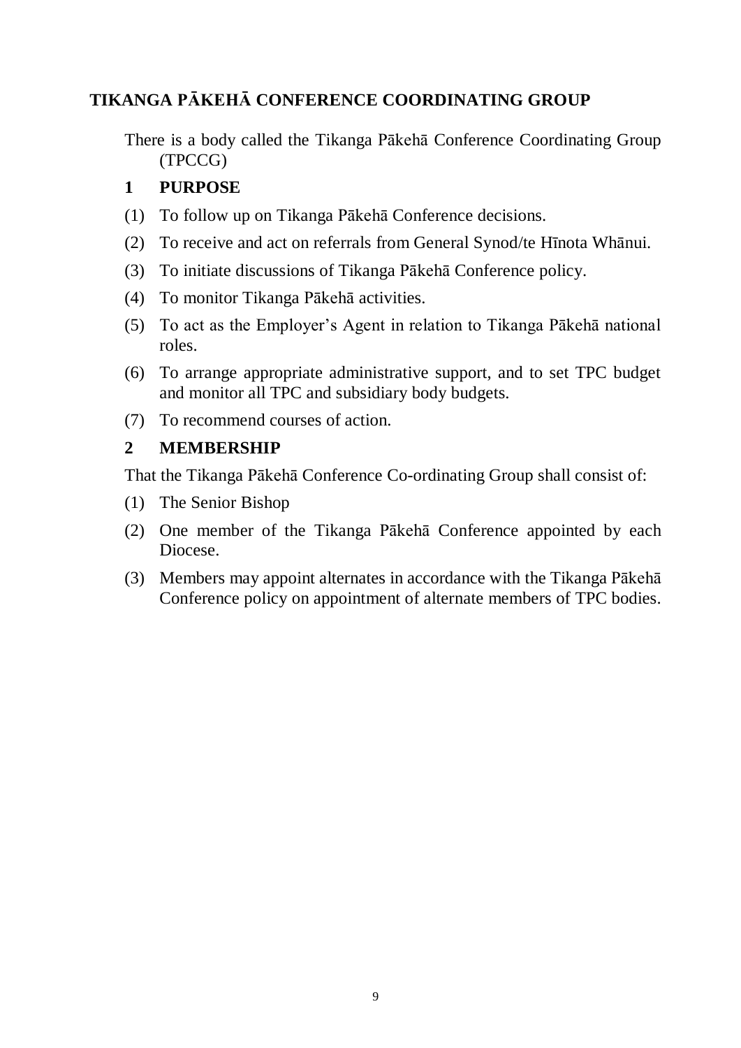## TIKANGA PĀKEHĀ CONFERENCE COORDINATING GROUP

There is a body called the Tikanga Pākehā Conference Coordinating Group (TPCCG)

### 1 PURPOSE

(1) To follow up on Tikanga Pākehā Conference decisions.

(2) To receive and act on referrals from General Synod/te Hīnota Whānui.

(3) To initiate discussions of Tikanga Pākehā Conference policy.

(4) To monitor Tikanga Pākehā activities.

(5) To act as the Employer's Agent in relation to Tikanga Pākehā national roles.

(6) To arrange appropriate administrative support, and to set TPC budget and monitor all TPC and subsidiary body budgets.

(7) To recommend courses of action.

### 2 MEMBERSHIP

That the Tikanga Pākehā Conference Co-ordinating Group shall consist of:

(1) The Senior Bishop

(2) One member of the Tikanga Pākehā Conference appointed by each Diocese.

(3) Members may appoint alternates in accordance with the Tikanga Pākehā Conference policy on appointment of alternate members of TPC bodies.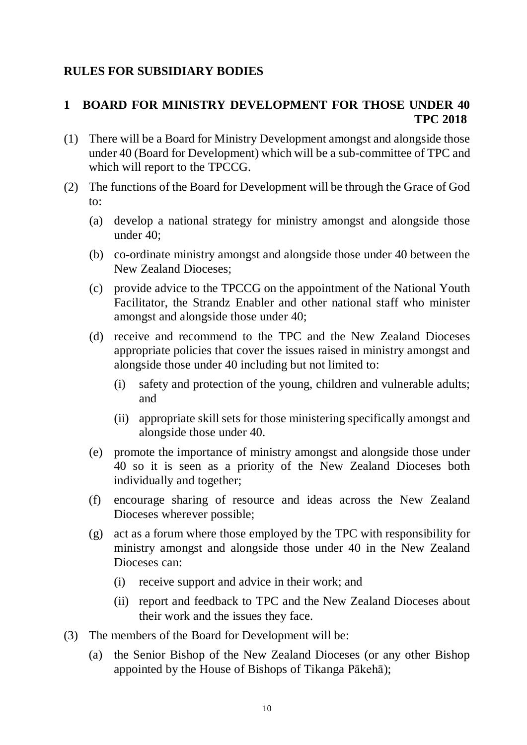## RULES FOR SUBSIDIARY BODIES

### 1 BOARD FOR MINISTRY DEVELOPMENT FOR THOSE UNDER 40 TPC 2018

(1) There will be a Board for Ministry Development amongst and alongside those under 40 (Board for Development) which will be a sub-committee of TPC and which will report to the TPCCG.

(2) The functions of the Board for Development will be through the Grace of God to:

- (a) develop a national strategy for ministry amongst and alongside those under 40;
- (b) co-ordinate ministry amongst and alongside those under 40 between the New Zealand Dioceses;
- (c) provide advice to the TPCCG on the appointment of the National Youth Facilitator, the Strandz Enabler and other national staff who minister amongst and alongside those under 40;
- (d) receive and recommend to the TPC and the New Zealand Dioceses appropriate policies that cover the issues raised in ministry amongst and alongside those under 40 including but not limited to:
  - (i) safety and protection of the young, children and vulnerable adults; and
  - (ii) appropriate skill sets for those ministering specifically amongst and alongside those under 40.
- (e) promote the importance of ministry amongst and alongside those under 40 so it is seen as a priority of the New Zealand Dioceses both individually and together;
- (f) encourage sharing of resource and ideas across the New Zealand Dioceses wherever possible;
- (g) act as a forum where those employed by the TPC with responsibility for ministry amongst and alongside those under 40 in the New Zealand Dioceses can:
  - (i) receive support and advice in their work; and
  - (ii) report and feedback to TPC and the New Zealand Dioceses about their work and the issues they face.

(3) The members of the Board for Development will be:

- (a) the Senior Bishop of the New Zealand Dioceses (or any other Bishop appointed by the House of Bishops of Tikanga Pākehā);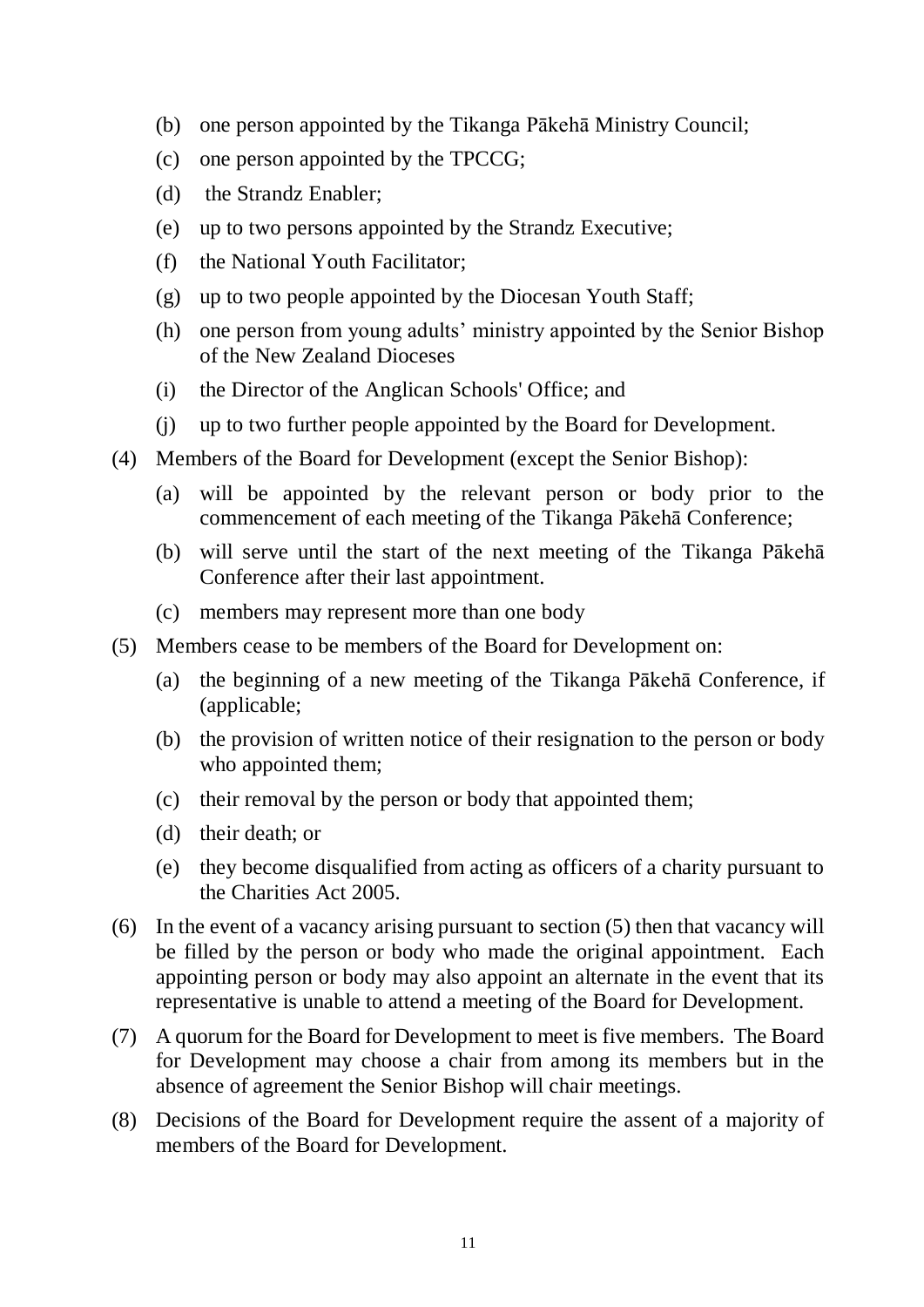(b) one person appointed by the Tikanga Pākehā Ministry Council;

(c) one person appointed by the TPCCG;

(d) the Strandz Enabler;

(e) up to two persons appointed by the Strandz Executive;

(f) the National Youth Facilitator;

(g) up to two people appointed by the Diocesan Youth Staff;

(h) one person from young adults' ministry appointed by the Senior Bishop of the New Zealand Dioceses

(i) the Director of the Anglican Schools' Office; and

(j) up to two further people appointed by the Board for Development.

(4) Members of the Board for Development (except the Senior Bishop):

(a) will be appointed by the relevant person or body prior to the commencement of each meeting of the Tikanga Pākehā Conference;

(b) will serve until the start of the next meeting of the Tikanga Pākehā Conference after their last appointment.

(c) members may represent more than one body

(5) Members cease to be members of the Board for Development on:

(a) the beginning of a new meeting of the Tikanga Pākehā Conference, if (applicable;

(b) the provision of written notice of their resignation to the person or body who appointed them;

(c) their removal by the person or body that appointed them;

(d) their death; or

(e) they become disqualified from acting as officers of a charity pursuant to the Charities Act 2005.

(6) In the event of a vacancy arising pursuant to section (5) then that vacancy will be filled by the person or body who made the original appointment. Each appointing person or body may also appoint an alternate in the event that its representative is unable to attend a meeting of the Board for Development.

(7) A quorum for the Board for Development to meet is five members. The Board for Development may choose a chair from among its members but in the absence of agreement the Senior Bishop will chair meetings.

(8) Decisions of the Board for Development require the assent of a majority of members of the Board for Development.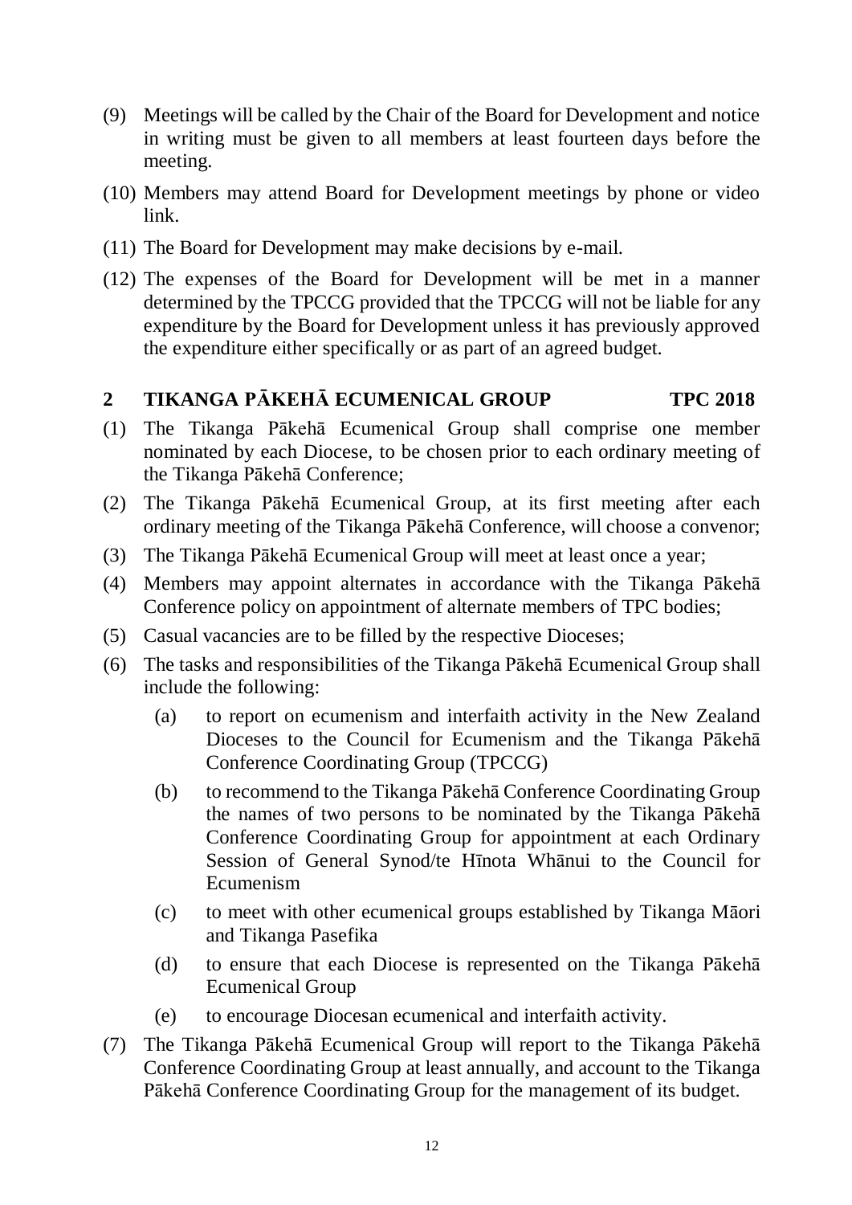(9) Meetings will be called by the Chair of the Board for Development and notice in writing must be given to all members at least fourteen days before the meeting.

(10) Members may attend Board for Development meetings by phone or video link.

(11) The Board for Development may make decisions by e-mail.

(12) The expenses of the Board for Development will be met in a manner determined by the TPCCG provided that the TPCCG will not be liable for any expenditure by the Board for Development unless it has previously approved the expenditure either specifically or as part of an agreed budget.

## 2 TIKANGA PĀKEHĀ ECUMENICAL GROUP TPC 2018

(1) The Tikanga Pākehā Ecumenical Group shall comprise one member nominated by each Diocese, to be chosen prior to each ordinary meeting of the Tikanga Pākehā Conference;

(2) The Tikanga Pākehā Ecumenical Group, at its first meeting after each ordinary meeting of the Tikanga Pākehā Conference, will choose a convenor;

(3) The Tikanga Pākehā Ecumenical Group will meet at least once a year;

(4) Members may appoint alternates in accordance with the Tikanga Pākehā Conference policy on appointment of alternate members of TPC bodies;

(5) Casual vacancies are to be filled by the respective Dioceses;

(6) The tasks and responsibilities of the Tikanga Pākehā Ecumenical Group shall include the following:

   (a) to report on ecumenism and interfaith activity in the New Zealand Dioceses to the Council for Ecumenism and the Tikanga Pākehā Conference Coordinating Group (TPCCG)

   (b) to recommend to the Tikanga Pākehā Conference Coordinating Group the names of two persons to be nominated by the Tikanga Pākehā Conference Coordinating Group for appointment at each Ordinary Session of General Synod/te Hīnota Whānui to the Council for Ecumenism

   (c) to meet with other ecumenical groups established by Tikanga Māori and Tikanga Pasefika

   (d) to ensure that each Diocese is represented on the Tikanga Pākehā Ecumenical Group

   (e) to encourage Diocesan ecumenical and interfaith activity.

(7) The Tikanga Pākehā Ecumenical Group will report to the Tikanga Pākehā Conference Coordinating Group at least annually, and account to the Tikanga Pākehā Conference Coordinating Group for the management of its budget.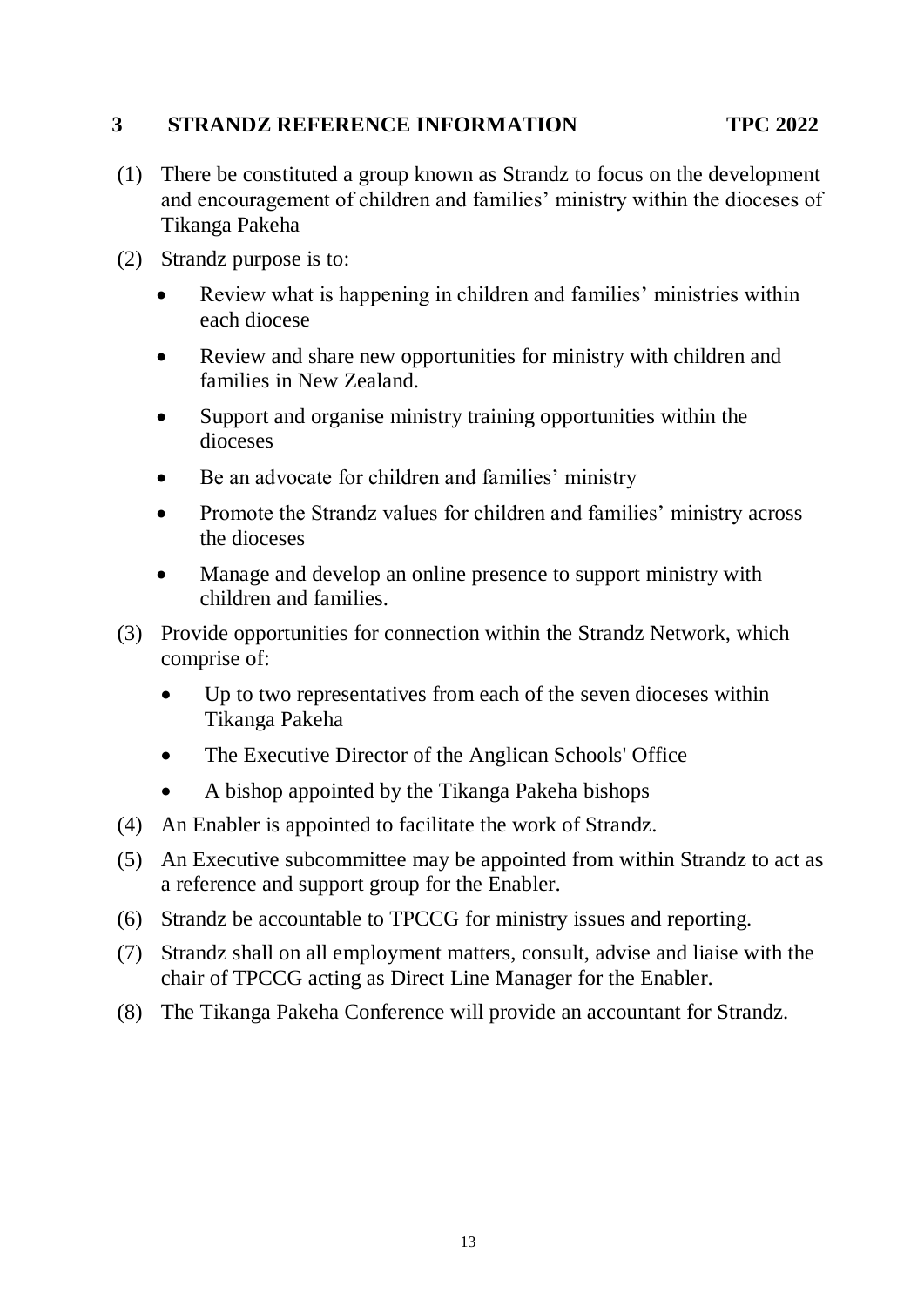## 3 STRANDZ REFERENCE INFORMATION TPC 2022

(1) There be constituted a group known as Strandz to focus on the development and encouragement of children and families' ministry within the dioceses of Tikanga Pakeha

(2) Strandz purpose is to:

- Review what is happening in children and families' ministries within each diocese
- Review and share new opportunities for ministry with children and families in New Zealand.
- Support and organise ministry training opportunities within the dioceses
- Be an advocate for children and families' ministry
- Promote the Strandz values for children and families' ministry across the dioceses
- Manage and develop an online presence to support ministry with children and families.

(3) Provide opportunities for connection within the Strandz Network, which comprise of:

- Up to two representatives from each of the seven dioceses within Tikanga Pakeha
- The Executive Director of the Anglican Schools' Office
- A bishop appointed by the Tikanga Pakeha bishops

(4) An Enabler is appointed to facilitate the work of Strandz.

(5) An Executive subcommittee may be appointed from within Strandz to act as a reference and support group for the Enabler.

(6) Strandz be accountable to TPCCG for ministry issues and reporting.

(7) Strandz shall on all employment matters, consult, advise and liaise with the chair of TPCCG acting as Direct Line Manager for the Enabler.

(8) The Tikanga Pakeha Conference will provide an accountant for Strandz.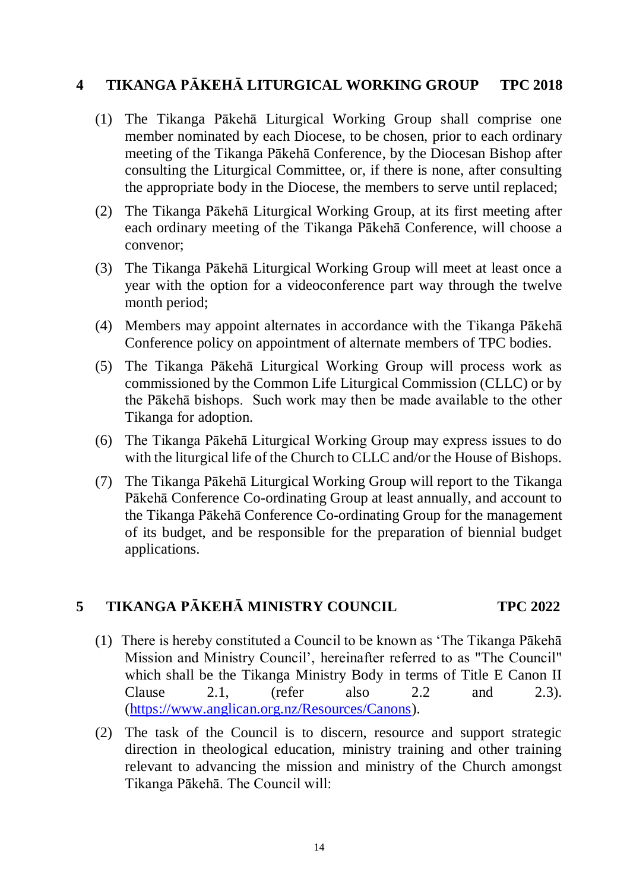## 4 TIKANGA PĀKEHĀ LITURGICAL WORKING GROUP TPC 2018

(1) The Tikanga Pākehā Liturgical Working Group shall comprise one member nominated by each Diocese, to be chosen, prior to each ordinary meeting of the Tikanga Pākehā Conference, by the Diocesan Bishop after consulting the Liturgical Committee, or, if there is none, after consulting the appropriate body in the Diocese, the members to serve until replaced;

(2) The Tikanga Pākehā Liturgical Working Group, at its first meeting after each ordinary meeting of the Tikanga Pākehā Conference, will choose a convenor;

(3) The Tikanga Pākehā Liturgical Working Group will meet at least once a year with the option for a videoconference part way through the twelve month period;

(4) Members may appoint alternates in accordance with the Tikanga Pākehā Conference policy on appointment of alternate members of TPC bodies.

(5) The Tikanga Pākehā Liturgical Working Group will process work as commissioned by the Common Life Liturgical Commission (CLLC) or by the Pākehā bishops. Such work may then be made available to the other Tikanga for adoption.

(6) The Tikanga Pākehā Liturgical Working Group may express issues to do with the liturgical life of the Church to CLLC and/or the House of Bishops.

(7) The Tikanga Pākehā Liturgical Working Group will report to the Tikanga Pākehā Conference Co-ordinating Group at least annually, and account to the Tikanga Pākehā Conference Co-ordinating Group for the management of its budget, and be responsible for the preparation of biennial budget applications.

## 5 TIKANGA PĀKEHĀ MINISTRY COUNCIL TPC 2022

(1) There is hereby constituted a Council to be known as 'The Tikanga Pākehā Mission and Ministry Council', hereinafter referred to as "The Council" which shall be the Tikanga Ministry Body in terms of Title E Canon II Clause 2.1, (refer also 2.2 and 2.3). (https://www.anglican.org.nz/Resources/Canons).

(2) The task of the Council is to discern, resource and support strategic direction in theological education, ministry training and other training relevant to advancing the mission and ministry of the Church amongst Tikanga Pākehā. The Council will: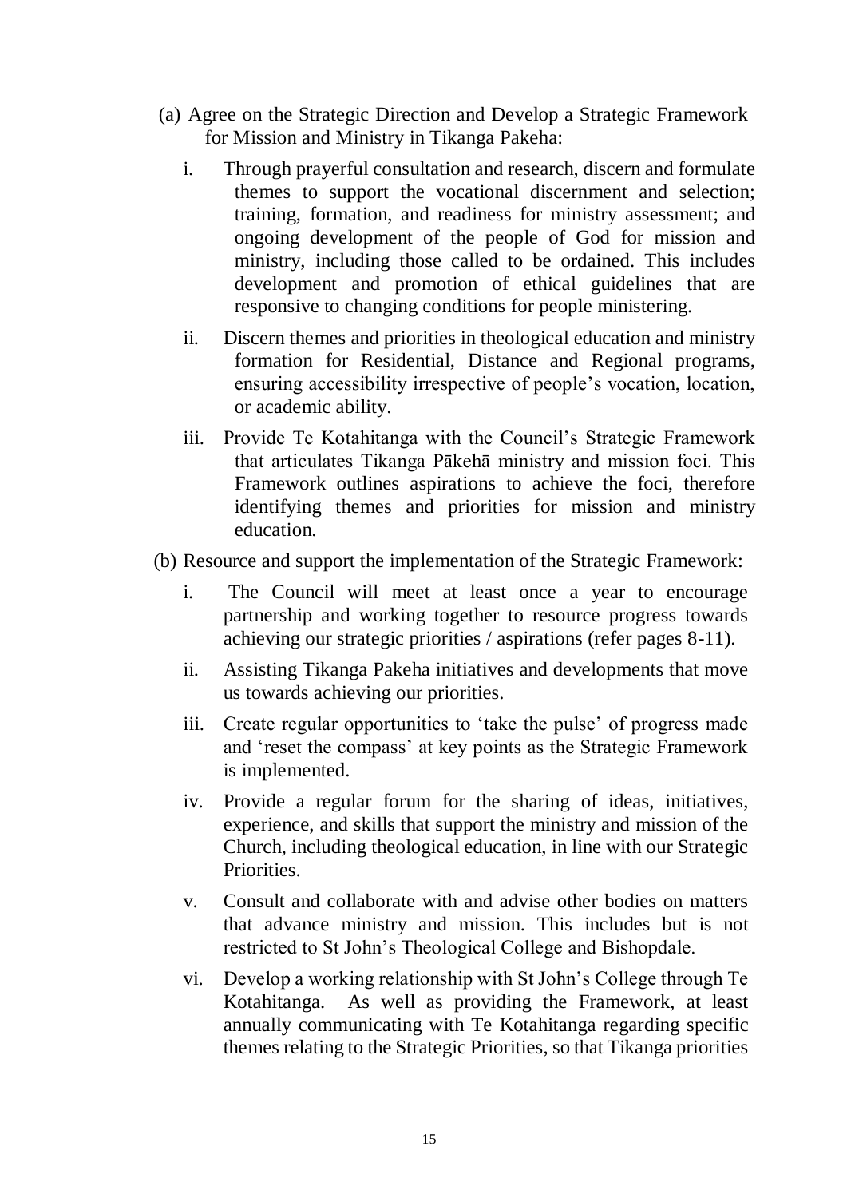(a) Agree on the Strategic Direction and Develop a Strategic Framework for Mission and Ministry in Tikanga Pakeha:

  i. Through prayerful consultation and research, discern and formulate themes to support the vocational discernment and selection; training, formation, and readiness for ministry assessment; and ongoing development of the people of God for mission and ministry, including those called to be ordained. This includes development and promotion of ethical guidelines that are responsive to changing conditions for people ministering.

  ii. Discern themes and priorities in theological education and ministry formation for Residential, Distance and Regional programs, ensuring accessibility irrespective of people's vocation, location, or academic ability.

  iii. Provide Te Kotahitanga with the Council's Strategic Framework that articulates Tikanga Pākehā ministry and mission foci. This Framework outlines aspirations to achieve the foci, therefore identifying themes and priorities for mission and ministry education.

(b) Resource and support the implementation of the Strategic Framework:

  i. The Council will meet at least once a year to encourage partnership and working together to resource progress towards achieving our strategic priorities / aspirations (refer pages 8-11).

  ii. Assisting Tikanga Pakeha initiatives and developments that move us towards achieving our priorities.

  iii. Create regular opportunities to 'take the pulse' of progress made and 'reset the compass' at key points as the Strategic Framework is implemented.

  iv. Provide a regular forum for the sharing of ideas, initiatives, experience, and skills that support the ministry and mission of the Church, including theological education, in line with our Strategic Priorities.

  v. Consult and collaborate with and advise other bodies on matters that advance ministry and mission. This includes but is not restricted to St John's Theological College and Bishopdale.

  vi. Develop a working relationship with St John's College through Te Kotahitanga. As well as providing the Framework, at least annually communicating with Te Kotahitanga regarding specific themes relating to the Strategic Priorities, so that Tikanga priorities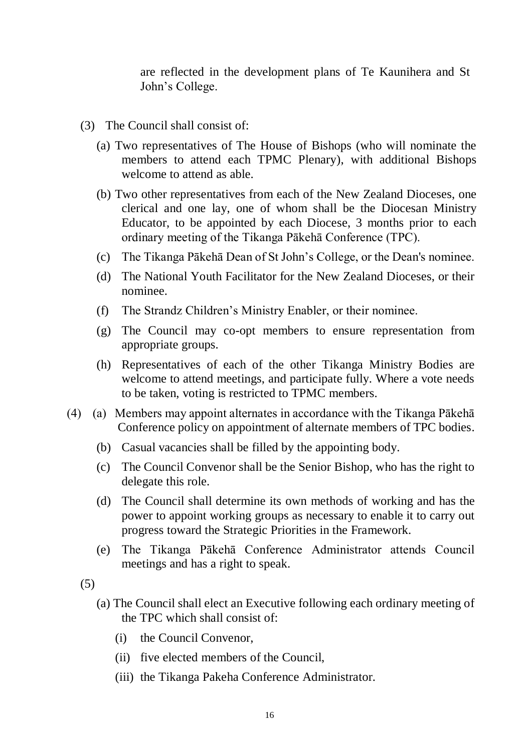are reflected in the development plans of Te Kaunihera and St John's College.

(3) The Council shall consist of:

(a) Two representatives of The House of Bishops (who will nominate the members to attend each TPMC Plenary), with additional Bishops welcome to attend as able.

(b) Two other representatives from each of the New Zealand Dioceses, one clerical and one lay, one of whom shall be the Diocesan Ministry Educator, to be appointed by each Diocese, 3 months prior to each ordinary meeting of the Tikanga Pākehā Conference (TPC).

(c) The Tikanga Pākehā Dean of St John's College, or the Dean's nominee.

(d) The National Youth Facilitator for the New Zealand Dioceses, or their nominee.

(f) The Strandz Children's Ministry Enabler, or their nominee.

(g) The Council may co-opt members to ensure representation from appropriate groups.

(h) Representatives of each of the other Tikanga Ministry Bodies are welcome to attend meetings, and participate fully. Where a vote needs to be taken, voting is restricted to TPMC members.

(4) (a) Members may appoint alternates in accordance with the Tikanga Pākehā Conference policy on appointment of alternate members of TPC bodies.

(b) Casual vacancies shall be filled by the appointing body.

(c) The Council Convenor shall be the Senior Bishop, who has the right to delegate this role.

(d) The Council shall determine its own methods of working and has the power to appoint working groups as necessary to enable it to carry out progress toward the Strategic Priorities in the Framework.

(e) The Tikanga Pākehā Conference Administrator attends Council meetings and has a right to speak.

(5)

(a) The Council shall elect an Executive following each ordinary meeting of the TPC which shall consist of:

(i) the Council Convenor,

(ii) five elected members of the Council,

(iii) the Tikanga Pakeha Conference Administrator.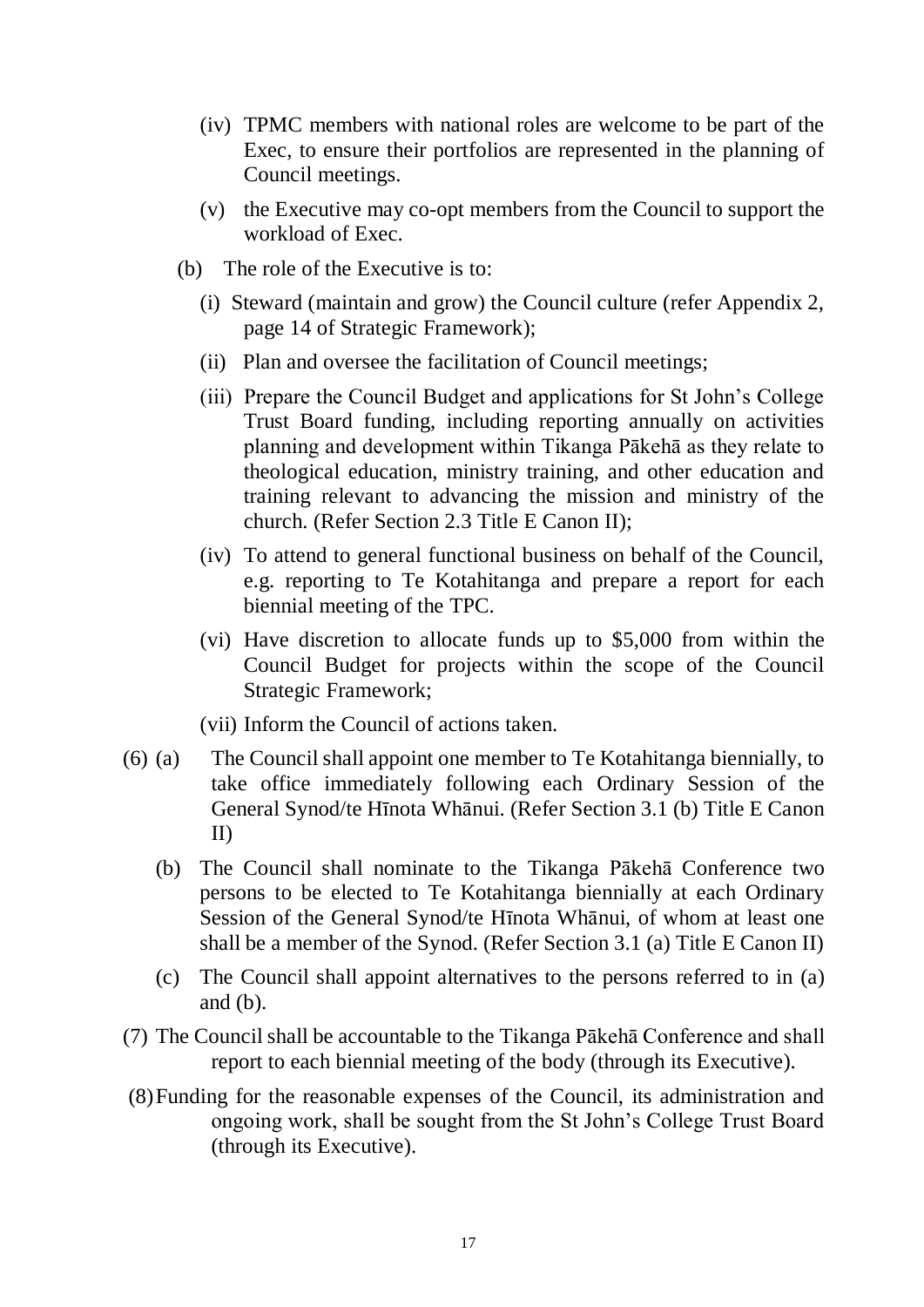- (iv) TPMC members with national roles are welcome to be part of the Exec, to ensure their portfolios are represented in the planning of Council meetings.
- (v) the Executive may co-opt members from the Council to support the workload of Exec.

(b) The role of the Executive is to:

- (i) Steward (maintain and grow) the Council culture (refer Appendix 2, page 14 of Strategic Framework);
- (ii) Plan and oversee the facilitation of Council meetings;
- (iii) Prepare the Council Budget and applications for St John's College Trust Board funding, including reporting annually on activities planning and development within Tikanga Pākehā as they relate to theological education, ministry training, and other education and training relevant to advancing the mission and ministry of the church. (Refer Section 2.3 Title E Canon II);
- (iv) To attend to general functional business on behalf of the Council, e.g. reporting to Te Kotahitanga and prepare a report for each biennial meeting of the TPC.
- (vi) Have discretion to allocate funds up to $5,000 from within the Council Budget for projects within the scope of the Council Strategic Framework;
- (vii) Inform the Council of actions taken.

(6) (a) The Council shall appoint one member to Te Kotahitanga biennially, to take office immediately following each Ordinary Session of the General Synod/te Hīnota Whānui. (Refer Section 3.1 (b) Title E Canon II)

(b) The Council shall nominate to the Tikanga Pākehā Conference two persons to be elected to Te Kotahitanga biennially at each Ordinary Session of the General Synod/te Hīnota Whānui, of whom at least one shall be a member of the Synod. (Refer Section 3.1 (a) Title E Canon II)

(c) The Council shall appoint alternatives to the persons referred to in (a) and (b).

(7) The Council shall be accountable to the Tikanga Pākehā Conference and shall report to each biennial meeting of the body (through its Executive).

(8) Funding for the reasonable expenses of the Council, its administration and ongoing work, shall be sought from the St John's College Trust Board (through its Executive).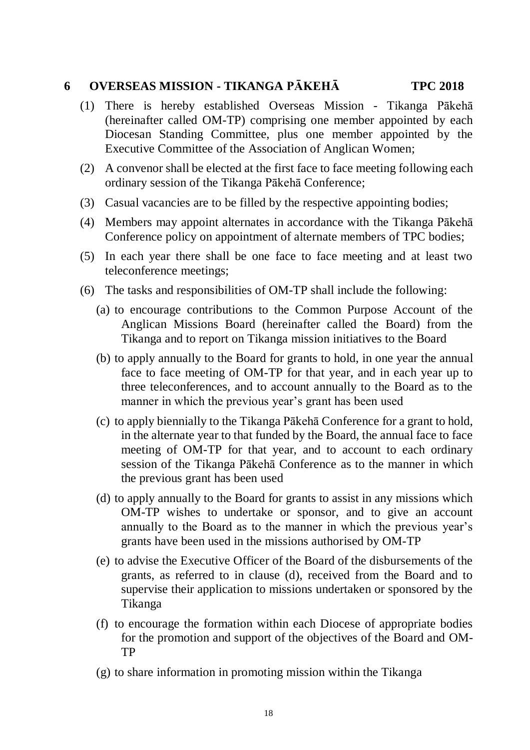## 6 OVERSEAS MISSION - TIKANGA PĀKEHĀ TPC 2018

(1) There is hereby established Overseas Mission - Tikanga Pākehā (hereinafter called OM-TP) comprising one member appointed by each Diocesan Standing Committee, plus one member appointed by the Executive Committee of the Association of Anglican Women;

(2) A convenor shall be elected at the first face to face meeting following each ordinary session of the Tikanga Pākehā Conference;

(3) Casual vacancies are to be filled by the respective appointing bodies;

(4) Members may appoint alternates in accordance with the Tikanga Pākehā Conference policy on appointment of alternate members of TPC bodies;

(5) In each year there shall be one face to face meeting and at least two teleconference meetings;

(6) The tasks and responsibilities of OM-TP shall include the following:

(a) to encourage contributions to the Common Purpose Account of the Anglican Missions Board (hereinafter called the Board) from the Tikanga and to report on Tikanga mission initiatives to the Board

(b) to apply annually to the Board for grants to hold, in one year the annual face to face meeting of OM-TP for that year, and in each year up to three teleconferences, and to account annually to the Board as to the manner in which the previous year's grant has been used

(c) to apply biennially to the Tikanga Pākehā Conference for a grant to hold, in the alternate year to that funded by the Board, the annual face to face meeting of OM-TP for that year, and to account to each ordinary session of the Tikanga Pākehā Conference as to the manner in which the previous grant has been used

(d) to apply annually to the Board for grants to assist in any missions which OM-TP wishes to undertake or sponsor, and to give an account annually to the Board as to the manner in which the previous year's grants have been used in the missions authorised by OM-TP

(e) to advise the Executive Officer of the Board of the disbursements of the grants, as referred to in clause (d), received from the Board and to supervise their application to missions undertaken or sponsored by the Tikanga

(f) to encourage the formation within each Diocese of appropriate bodies for the promotion and support of the objectives of the Board and OM-TP

(g) to share information in promoting mission within the Tikanga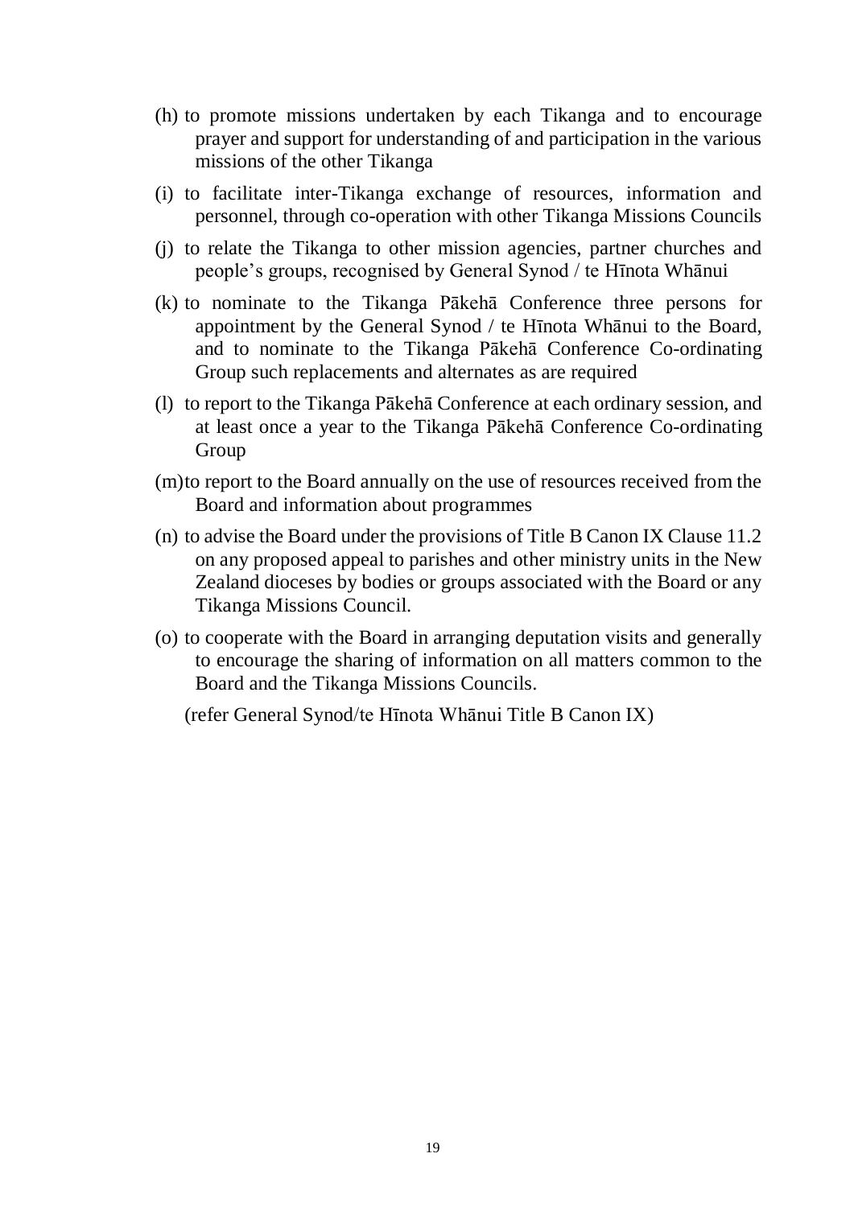(h) to promote missions undertaken by each Tikanga and to encourage prayer and support for understanding of and participation in the various missions of the other Tikanga

(i) to facilitate inter-Tikanga exchange of resources, information and personnel, through co-operation with other Tikanga Missions Councils

(j) to relate the Tikanga to other mission agencies, partner churches and people's groups, recognised by General Synod / te Hīnota Whānui

(k) to nominate to the Tikanga Pākehā Conference three persons for appointment by the General Synod / te Hīnota Whānui to the Board, and to nominate to the Tikanga Pākehā Conference Co-ordinating Group such replacements and alternates as are required

(l) to report to the Tikanga Pākehā Conference at each ordinary session, and at least once a year to the Tikanga Pākehā Conference Co-ordinating Group

(m) to report to the Board annually on the use of resources received from the Board and information about programmes

(n) to advise the Board under the provisions of Title B Canon IX Clause 11.2 on any proposed appeal to parishes and other ministry units in the New Zealand dioceses by bodies or groups associated with the Board or any Tikanga Missions Council.

(o) to cooperate with the Board in arranging deputation visits and generally to encourage the sharing of information on all matters common to the Board and the Tikanga Missions Councils.

(refer General Synod/te Hīnota Whānui Title B Canon IX)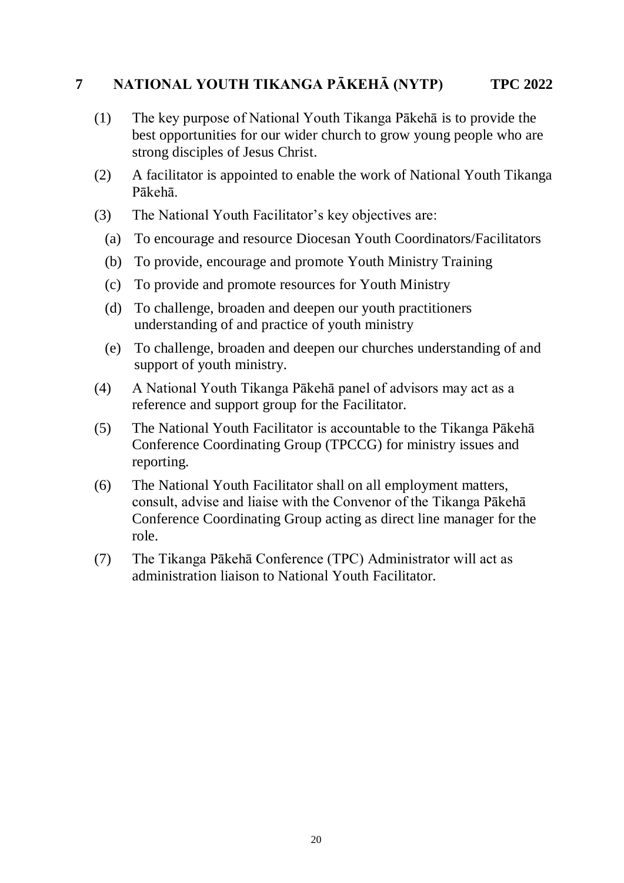## 7 NATIONAL YOUTH TIKANGA PĀKEHĀ (NYTP) TPC 2022

(1) The key purpose of National Youth Tikanga Pākehā is to provide the best opportunities for our wider church to grow young people who are strong disciples of Jesus Christ.

(2) A facilitator is appointed to enable the work of National Youth Tikanga Pākehā.

(3) The National Youth Facilitator's key objectives are:

  (a) To encourage and resource Diocesan Youth Coordinators/Facilitators

  (b) To provide, encourage and promote Youth Ministry Training

  (c) To provide and promote resources for Youth Ministry

  (d) To challenge, broaden and deepen our youth practitioners understanding of and practice of youth ministry

  (e) To challenge, broaden and deepen our churches understanding of and support of youth ministry.

(4) A National Youth Tikanga Pākehā panel of advisors may act as a reference and support group for the Facilitator.

(5) The National Youth Facilitator is accountable to the Tikanga Pākehā Conference Coordinating Group (TPCCG) for ministry issues and reporting.

(6) The National Youth Facilitator shall on all employment matters, consult, advise and liaise with the Convenor of the Tikanga Pākehā Conference Coordinating Group acting as direct line manager for the role.

(7) The Tikanga Pākehā Conference (TPC) Administrator will act as administration liaison to National Youth Facilitator.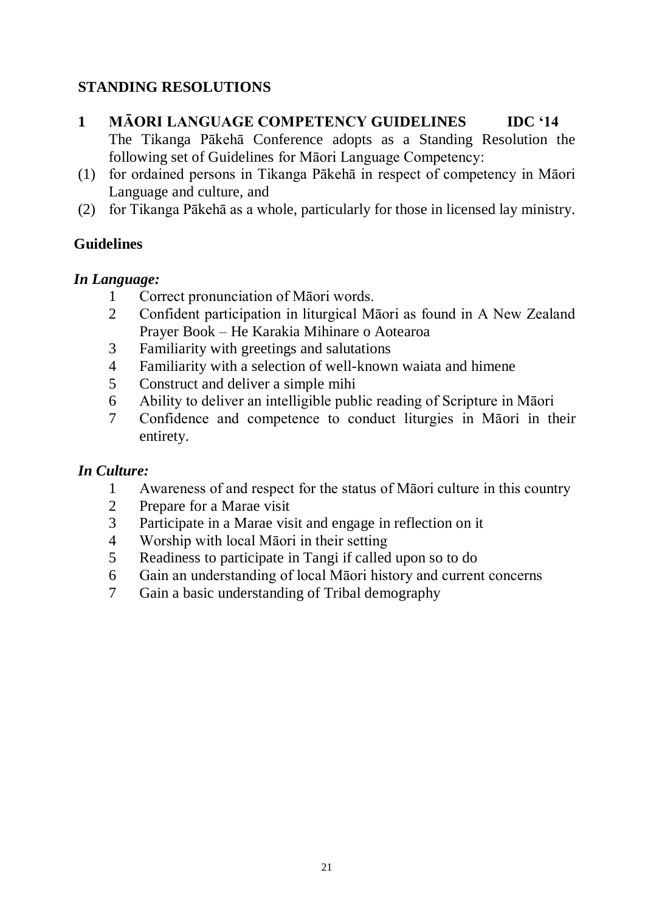## STANDING RESOLUTIONS

### 1 MĀORI LANGUAGE COMPETENCY GUIDELINES IDC '14

The Tikanga Pākehā Conference adopts as a Standing Resolution the following set of Guidelines for Māori Language Competency:

(1) for ordained persons in Tikanga Pākehā in respect of competency in Māori Language and culture, and

(2) for Tikanga Pākehā as a whole, particularly for those in licensed lay ministry.

**Guidelines**

***In Language:***

1. Correct pronunciation of Māori words.
2. Confident participation in liturgical Māori as found in A New Zealand Prayer Book – He Karakia Mihinare o Aotearoa
3. Familiarity with greetings and salutations
4. Familiarity with a selection of well-known waiata and himene
5. Construct and deliver a simple mihi
6. Ability to deliver an intelligible public reading of Scripture in Māori
7. Confidence and competence to conduct liturgies in Māori in their entirety.

***In Culture:***

1. Awareness of and respect for the status of Māori culture in this country
2. Prepare for a Marae visit
3. Participate in a Marae visit and engage in reflection on it
4. Worship with local Māori in their setting
5. Readiness to participate in Tangi if called upon so to do
6. Gain an understanding of local Māori history and current concerns
7. Gain a basic understanding of Tribal demography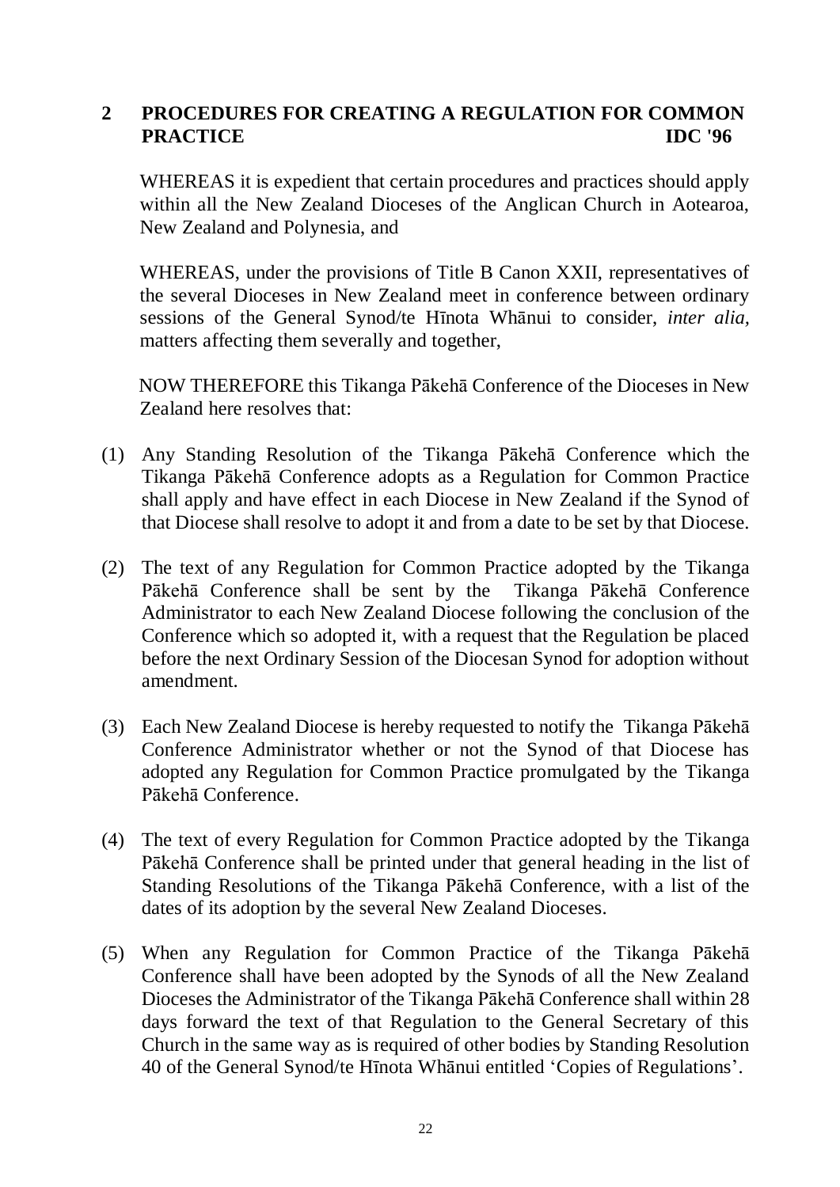## 2 PROCEDURES FOR CREATING A REGULATION FOR COMMON PRACTICE IDC '96

WHEREAS it is expedient that certain procedures and practices should apply within all the New Zealand Dioceses of the Anglican Church in Aotearoa, New Zealand and Polynesia, and

WHEREAS, under the provisions of Title B Canon XXII, representatives of the several Dioceses in New Zealand meet in conference between ordinary sessions of the General Synod/te Hīnota Whānui to consider, *inter alia*, matters affecting them severally and together,

NOW THEREFORE this Tikanga Pākehā Conference of the Dioceses in New Zealand here resolves that:

(1) Any Standing Resolution of the Tikanga Pākehā Conference which the Tikanga Pākehā Conference adopts as a Regulation for Common Practice shall apply and have effect in each Diocese in New Zealand if the Synod of that Diocese shall resolve to adopt it and from a date to be set by that Diocese.

(2) The text of any Regulation for Common Practice adopted by the Tikanga Pākehā Conference shall be sent by the Tikanga Pākehā Conference Administrator to each New Zealand Diocese following the conclusion of the Conference which so adopted it, with a request that the Regulation be placed before the next Ordinary Session of the Diocesan Synod for adoption without amendment.

(3) Each New Zealand Diocese is hereby requested to notify the Tikanga Pākehā Conference Administrator whether or not the Synod of that Diocese has adopted any Regulation for Common Practice promulgated by the Tikanga Pākehā Conference.

(4) The text of every Regulation for Common Practice adopted by the Tikanga Pākehā Conference shall be printed under that general heading in the list of Standing Resolutions of the Tikanga Pākehā Conference, with a list of the dates of its adoption by the several New Zealand Dioceses.

(5) When any Regulation for Common Practice of the Tikanga Pākehā Conference shall have been adopted by the Synods of all the New Zealand Dioceses the Administrator of the Tikanga Pākehā Conference shall within 28 days forward the text of that Regulation to the General Secretary of this Church in the same way as is required of other bodies by Standing Resolution 40 of the General Synod/te Hīnota Whānui entitled 'Copies of Regulations'.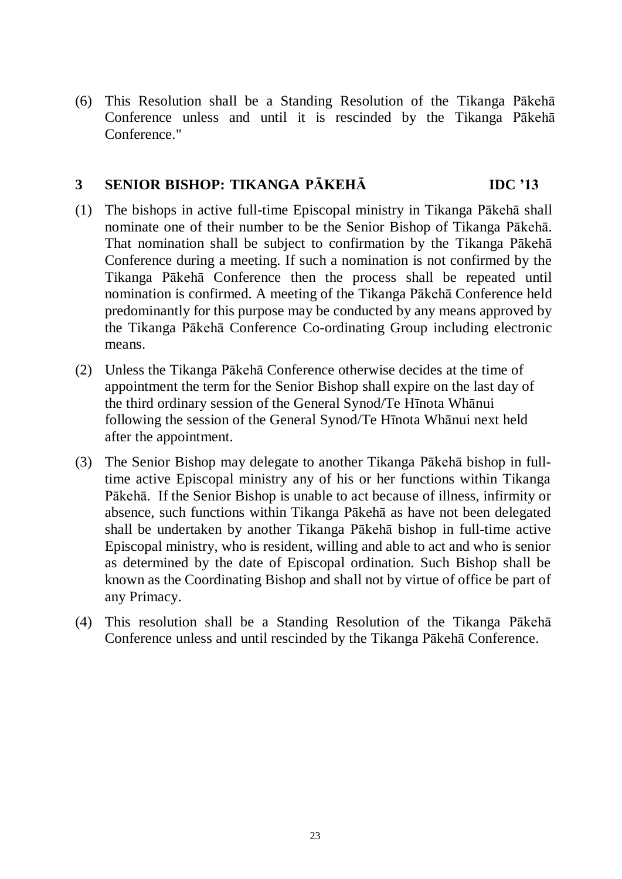(6) This Resolution shall be a Standing Resolution of the Tikanga Pākehā Conference unless and until it is rescinded by the Tikanga Pākehā Conference."

## 3 SENIOR BISHOP: TIKANGA PĀKEHĀ IDC '13

(1) The bishops in active full-time Episcopal ministry in Tikanga Pākehā shall nominate one of their number to be the Senior Bishop of Tikanga Pākehā. That nomination shall be subject to confirmation by the Tikanga Pākehā Conference during a meeting. If such a nomination is not confirmed by the Tikanga Pākehā Conference then the process shall be repeated until nomination is confirmed. A meeting of the Tikanga Pākehā Conference held predominantly for this purpose may be conducted by any means approved by the Tikanga Pākehā Conference Co-ordinating Group including electronic means.

(2) Unless the Tikanga Pākehā Conference otherwise decides at the time of appointment the term for the Senior Bishop shall expire on the last day of the third ordinary session of the General Synod/Te Hīnota Whānui following the session of the General Synod/Te Hīnota Whānui next held after the appointment.

(3) The Senior Bishop may delegate to another Tikanga Pākehā bishop in full-time active Episcopal ministry any of his or her functions within Tikanga Pākehā. If the Senior Bishop is unable to act because of illness, infirmity or absence, such functions within Tikanga Pākehā as have not been delegated shall be undertaken by another Tikanga Pākehā bishop in full-time active Episcopal ministry, who is resident, willing and able to act and who is senior as determined by the date of Episcopal ordination. Such Bishop shall be known as the Coordinating Bishop and shall not by virtue of office be part of any Primacy.

(4) This resolution shall be a Standing Resolution of the Tikanga Pākehā Conference unless and until rescinded by the Tikanga Pākehā Conference.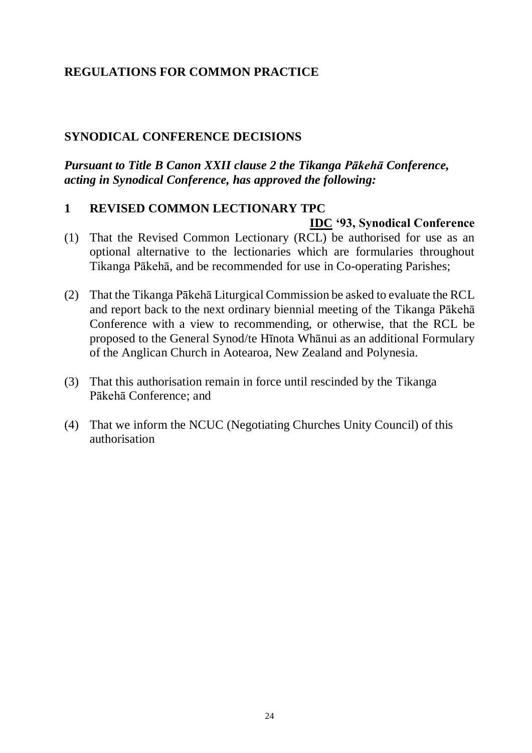## REGULATIONS FOR COMMON PRACTICE

## SYNODICAL CONFERENCE DECISIONS

***Pursuant to Title B Canon XXII clause 2 the Tikanga Pākehā Conference, acting in Synodical Conference, has approved the following:***

### 1 REVISED COMMON LECTIONARY TPC

**IDC '93, Synodical Conference**

(1) That the Revised Common Lectionary (RCL) be authorised for use as an optional alternative to the lectionaries which are formularies throughout Tikanga Pākehā, and be recommended for use in Co-operating Parishes;

(2) That the Tikanga Pākehā Liturgical Commission be asked to evaluate the RCL and report back to the next ordinary biennial meeting of the Tikanga Pākehā Conference with a view to recommending, or otherwise, that the RCL be proposed to the General Synod/te Hīnota Whānui as an additional Formulary of the Anglican Church in Aotearoa, New Zealand and Polynesia.

(3) That this authorisation remain in force until rescinded by the Tikanga Pākehā Conference; and

(4) That we inform the NCUC (Negotiating Churches Unity Council) of this authorisation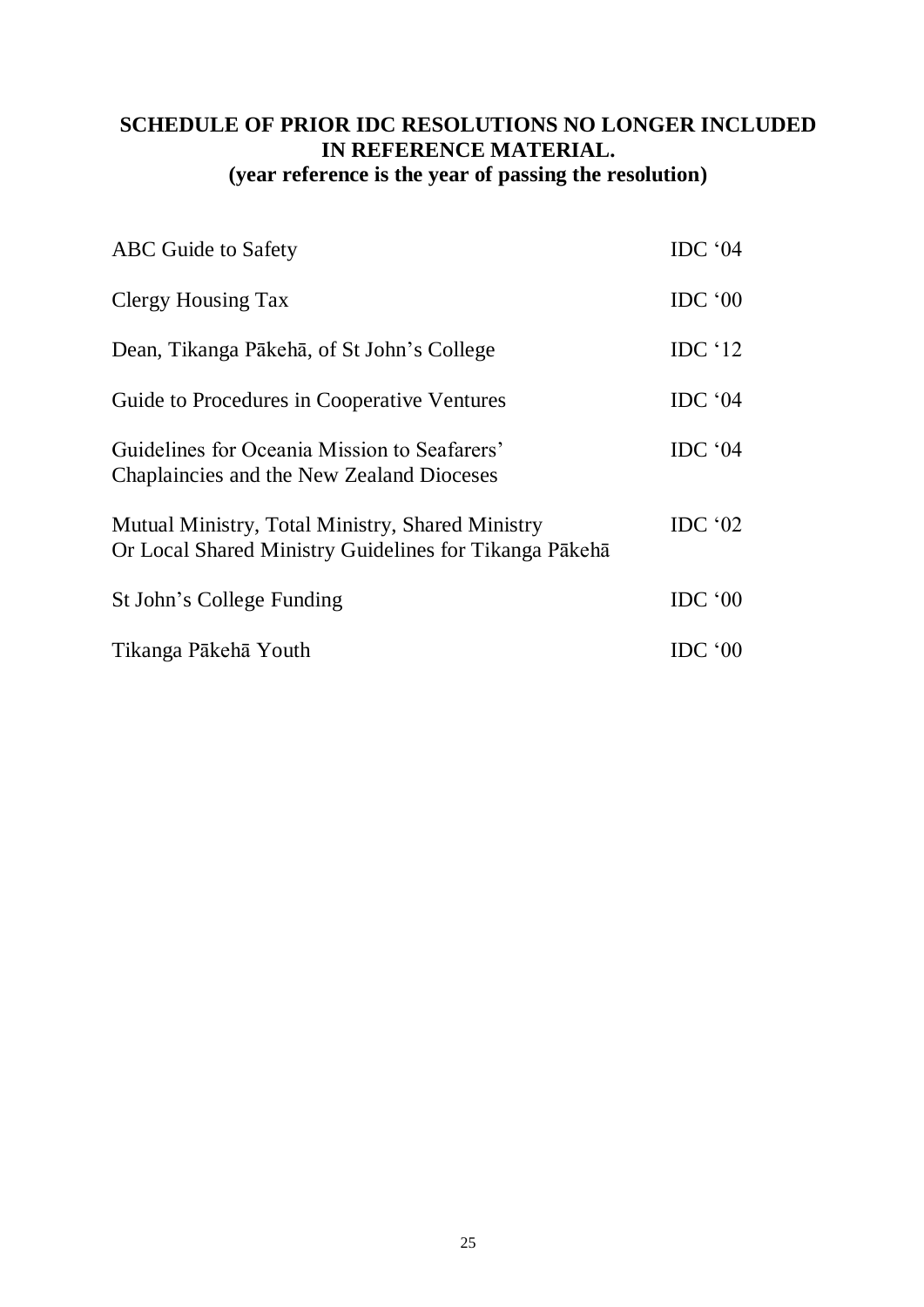## SCHEDULE OF PRIOR IDC RESOLUTIONS NO LONGER INCLUDED IN REFERENCE MATERIAL.
**(year reference is the year of passing the resolution)**

| | |
|---|---|
| ABC Guide to Safety | IDC '04 |
| Clergy Housing Tax | IDC '00 |
| Dean, Tikanga Pākehā, of St John's College | IDC '12 |
| Guide to Procedures in Cooperative Ventures | IDC '04 |
| Guidelines for Oceania Mission to Seafarers' Chaplaincies and the New Zealand Dioceses | IDC '04 |
| Mutual Ministry, Total Ministry, Shared Ministry Or Local Shared Ministry Guidelines for Tikanga Pākehā | IDC '02 |
| St John's College Funding | IDC '00 |
| Tikanga Pākehā Youth | IDC '00 |